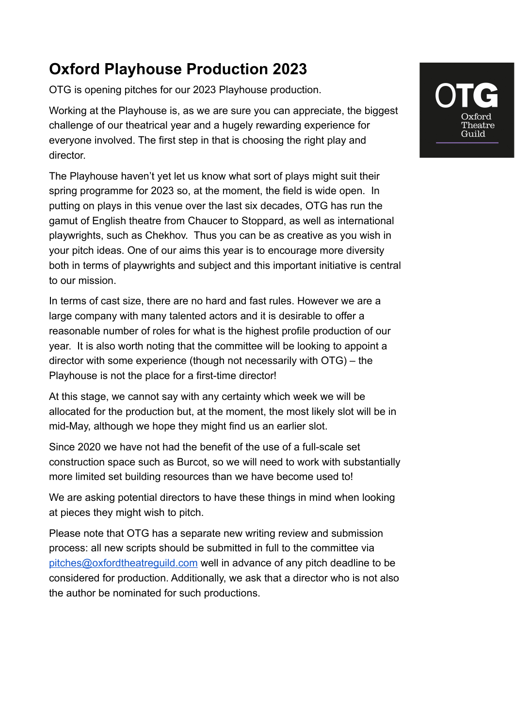# Oxford Playhouse Production 2023

OTG is opening pitches for our 2023 Playhouse production.

Working at the Playhouse is, as we are sure you can appreciate, the biggest challenge of our theatrical year and a hugely rewarding experience for everyone involved. The first step in that is choosing the right play and director.

The Playhouse haven't yet let us know what sort of plays might suit their spring programme for 2023 so, at the moment, the field is wide open. In putting on plays in this venue over the last six decades, OTG has run the gamut of English theatre from Chaucer to Stoppard, as well as international playwrights, such as Chekhov. Thus you can be as creative as you wish in your pitch ideas. One of our aims this year is to encourage more diversity both in terms of playwrights and subject and this important initiative is central to our mission.

In terms of cast size, there are no hard and fast rules. However we are a large company with many talented actors and it is desirable to offer a reasonable number of roles for what is the highest profile production of our year. It is also worth noting that the committee will be looking to appoint a director with some experience (though not necessarily with OTG) – the Playhouse is not the place for a first-time director!

At this stage, we cannot say with any certainty which week we will be allocated for the production but, at the moment, the most likely slot will be in mid-May, although we hope they might find us an earlier slot.

Since 2020 we have not had the benefit of the use of a full-scale set construction space such as Burcot, so we will need to work with substantially more limited set building resources than we have become used to!

We are asking potential directors to have these things in mind when looking at pieces they might wish to pitch.

Please note that OTG has a separate new writing review and submission process: all new scripts should be submitted in full to the committee via pitches@oxfordtheatreguild.com well in advance of any pitch deadline to be considered for production. Additionally, we ask that a director who is not also the author be nominated for such productions.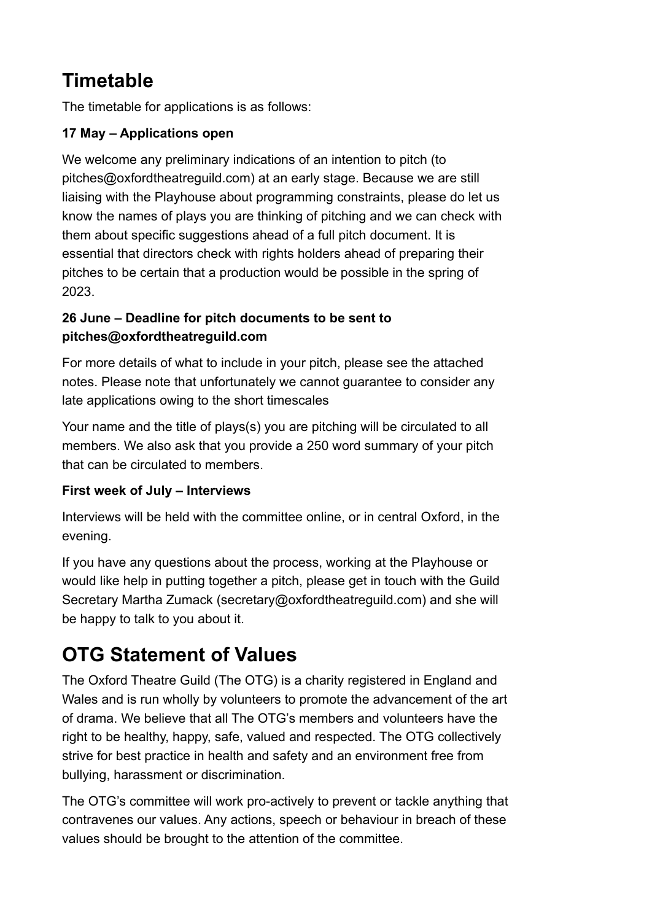# Timetable

The timetable for applications is as follows:

### 17 May – Applications open

We welcome any preliminary indications of an intention to pitch (to pitches@oxfordtheatreguild.com) at an early stage. Because we are still liaising with the Playhouse about programming constraints, please do let us know the names of plays you are thinking of pitching and we can check with them about specific suggestions ahead of a full pitch document. It is essential that directors check with rights holders ahead of preparing their pitches to be certain that a production would be possible in the spring of 2023.

### 26 June – Deadline for pitch documents to be sent to pitches@oxfordtheatreguild.com

For more details of what to include in your pitch, please see the attached notes. Please note that unfortunately we cannot guarantee to consider any late applications owing to the short timescales

Your name and the title of plays(s) you are pitching will be circulated to all members. We also ask that you provide a 250 word summary of your pitch that can be circulated to members.

### First week of July – Interviews

Interviews will be held with the committee online, or in central Oxford, in the evening.

If you have any questions about the process, working at the Playhouse or would like help in putting together a pitch, please get in touch with the Guild Secretary Martha Zumack (secretary@oxfordtheatreguild.com) and she will be happy to talk to you about it.

# OTG Statement of Values

The Oxford Theatre Guild (The OTG) is a charity registered in England and Wales and is run wholly by volunteers to promote the advancement of the art of drama. We believe that all The OTG's members and volunteers have the right to be healthy, happy, safe, valued and respected. The OTG collectively strive for best practice in health and safety and an environment free from bullying, harassment or discrimination.

The OTG's committee will work pro-actively to prevent or tackle anything that contravenes our values. Any actions, speech or behaviour in breach of these values should be brought to the attention of the committee.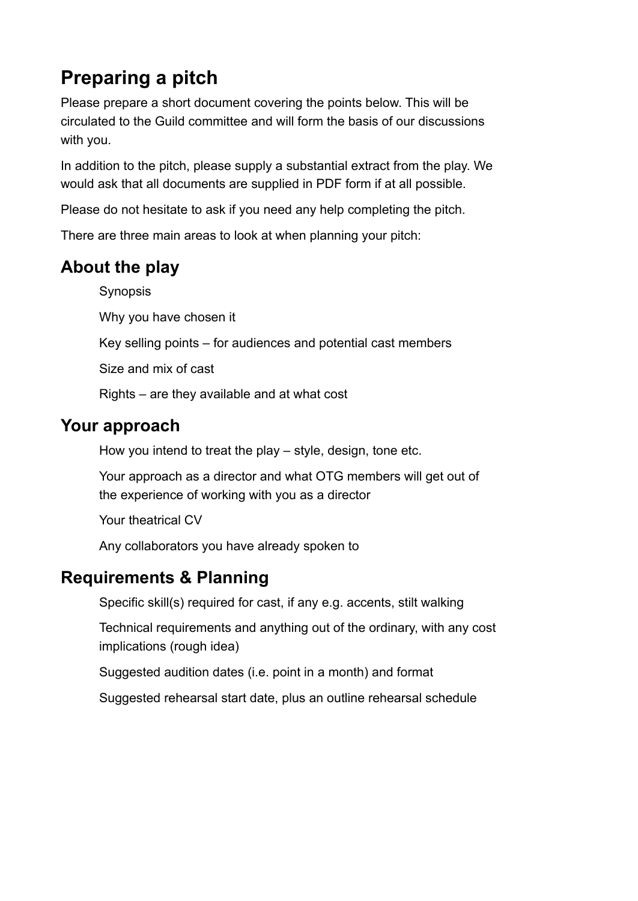# Preparing a pitch

Please prepare a short document covering the points below. This will be circulated to the Guild committee and will form the basis of our discussions with you.

In addition to the pitch, please supply a substantial extract from the play. We would ask that all documents are supplied in PDF form if at all possible.

Please do not hesitate to ask if you need any help completing the pitch.

There are three main areas to look at when planning your pitch:

## About the play

- Synopsis
- Why you have chosen it
- Key selling points – for audiences and potential cast members
- Size and mix of cast
- Rights – are they available and at what cost

## Your approach

- How you intend to treat the play – style, design, tone etc.
- Your approach as a director and what OTG members will get out of the experience of working with you as a director
- Your theatrical CV
- Any collaborators you have already spoken to

## Requirements & Planning

- Specific skill(s) required for cast, if any e.g. accents, stilt walking
- Technical requirements and anything out of the ordinary, with any cost implications (rough idea)
- Suggested audition dates (i.e. point in a month) and format
- Suggested rehearsal start date, plus an outline rehearsal schedule